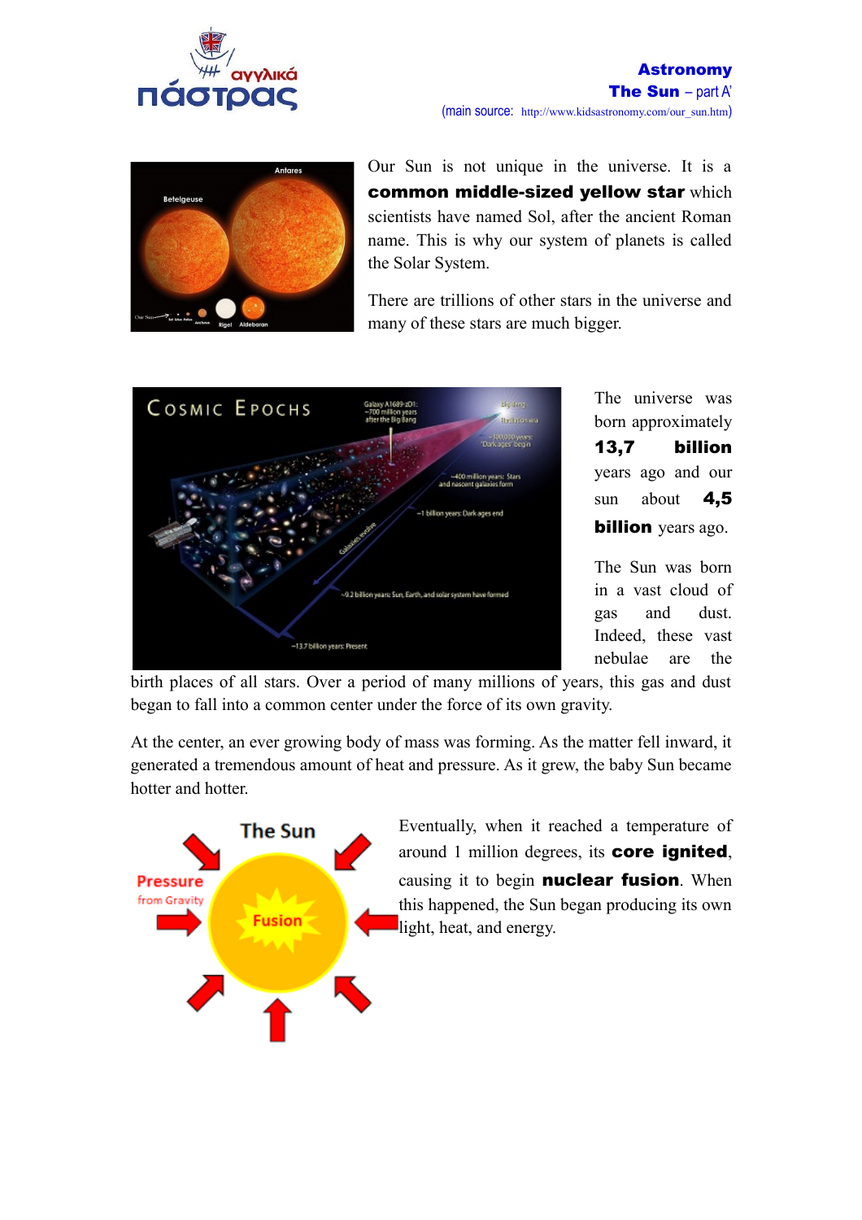**Astronomy**
**The Sun** – part A'
(main source: http://www.kidsastronomy.com/our_sun.htm)

Our Sun is not unique in the universe. It is a **common middle-sized yellow star** which scientists have named Sol, after the ancient Roman name. This is why our system of planets is called the Solar System.

There are trillions of other stars in the universe and many of these stars are much bigger.

The universe was born approximately **13,7 billion** years ago and our sun about **4,5 billion** years ago.

The Sun was born in a vast cloud of gas and dust. Indeed, these vast nebulae are the birth places of all stars. Over a period of many millions of years, this gas and dust began to fall into a common center under the force of its own gravity.

At the center, an ever growing body of mass was forming. As the matter fell inward, it generated a tremendous amount of heat and pressure. As it grew, the baby Sun became hotter and hotter.

Eventually, when it reached a temperature of around 1 million degrees, its **core ignited**, causing it to begin **nuclear fusion**. When this happened, the Sun began producing its own light, heat, and energy.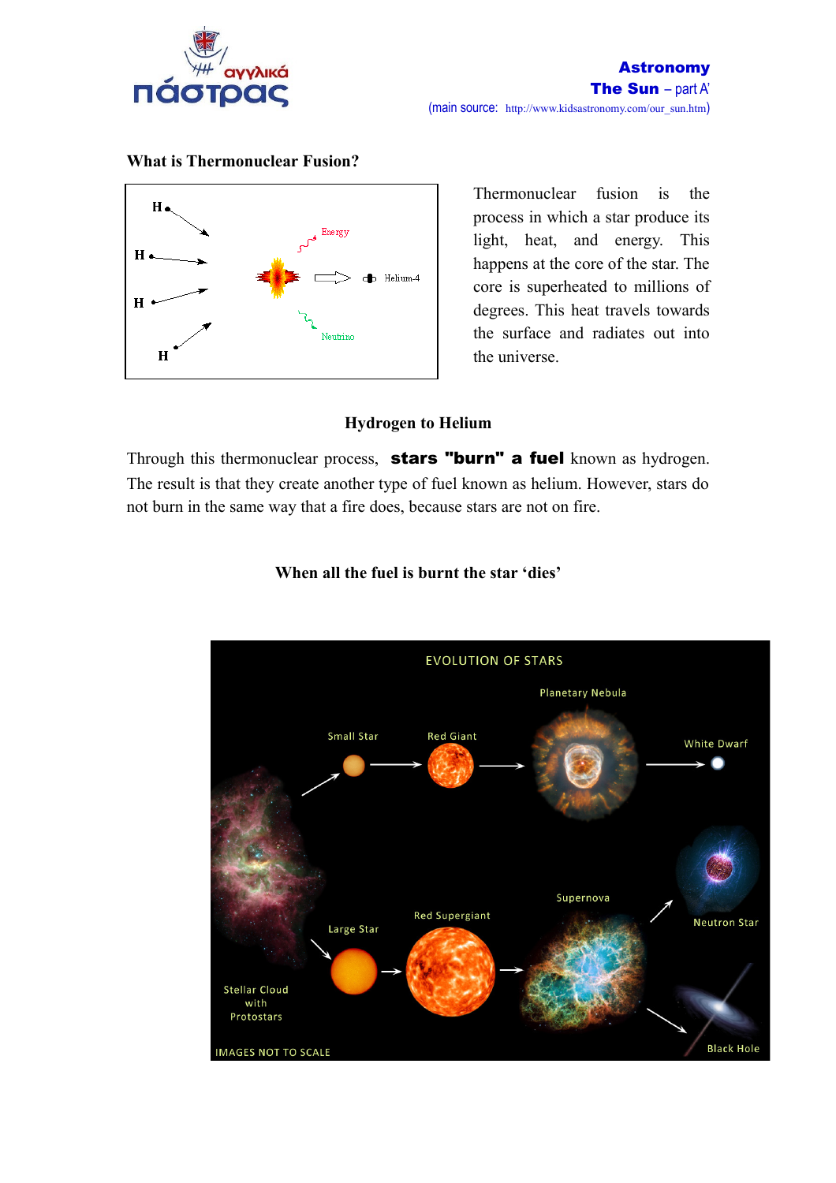## What is Thermonuclear Fusion?

Thermonuclear fusion is the process in which a star produce its light, heat, and energy. This happens at the core of the star. The core is superheated to millions of degrees. This heat travels towards the surface and radiates out into the universe.

### Hydrogen to Helium

Through this thermonuclear process, **stars "burn" a fuel** known as hydrogen. The result is that they create another type of fuel known as helium. However, stars do not burn in the same way that a fire does, because stars are not on fire.

### When all the fuel is burnt the star 'dies'